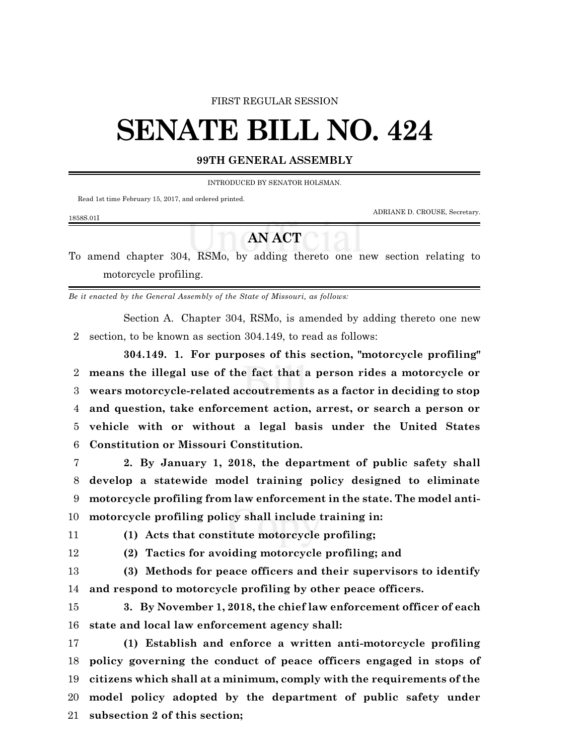FIRST REGULAR SESSION

# SENATE BILL NO. 424

**99TH GENERAL ASSEMBLY**

INTRODUCED BY SENATOR HOLSMAN.

Read 1st time February 15, 2017, and ordered printed.

ADRIANE D. CROUSE, Secretary.

1858S.01I

## AN ACT

To amend chapter 304, RSMo, by adding thereto one new section relating to motorcycle profiling.

*Be it enacted by the General Assembly of the State of Missouri, as follows:*

Section A. Chapter 304, RSMo, is amended by adding thereto one new section, to be known as section 304.149, to read as follows:

**304.149. 1. For purposes of this section, "motorcycle profiling" means the illegal use of the fact that a person rides a motorcycle or wears motorcycle-related accoutrements as a factor in deciding to stop and question, take enforcement action, arrest, or search a person or vehicle with or without a legal basis under the United States Constitution or Missouri Constitution.**

**2. By January 1, 2018, the department of public safety shall develop a statewide model training policy designed to eliminate motorcycle profiling from law enforcement in the state. The model anti-motorcycle profiling policy shall include training in:**

**(1) Acts that constitute motorcycle profiling;**

**(2) Tactics for avoiding motorcycle profiling; and**

**(3) Methods for peace officers and their supervisors to identify and respond to motorcycle profiling by other peace officers.**

**3. By November 1, 2018, the chief law enforcement officer of each state and local law enforcement agency shall:**

**(1) Establish and enforce a written anti-motorcycle profiling policy governing the conduct of peace officers engaged in stops of citizens which shall at a minimum, comply with the requirements of the model policy adopted by the department of public safety under subsection 2 of this section;**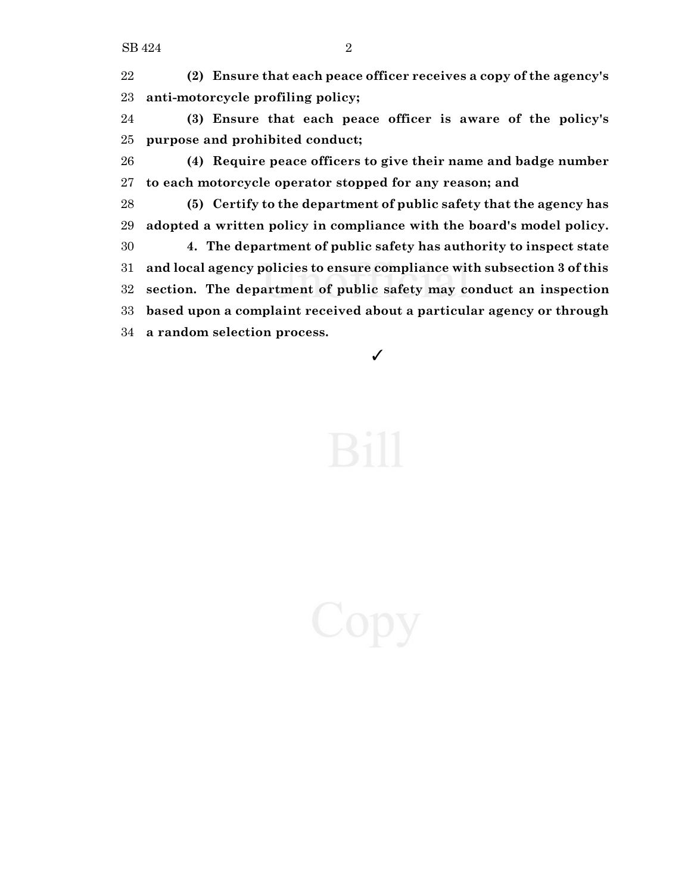**(2) Ensure that each peace officer receives a copy of the agency's anti-motorcycle profiling policy;**

**(3) Ensure that each peace officer is aware of the policy's purpose and prohibited conduct;**

**(4) Require peace officers to give their name and badge number to each motorcycle operator stopped for any reason; and**

**(5) Certify to the department of public safety that the agency has adopted a written policy in compliance with the board's model policy.**

**4. The department of public safety has authority to inspect state and local agency policies to ensure compliance with subsection 3 of this section. The department of public safety may conduct an inspection based upon a complaint received about a particular agency or through a random selection process.**

✓